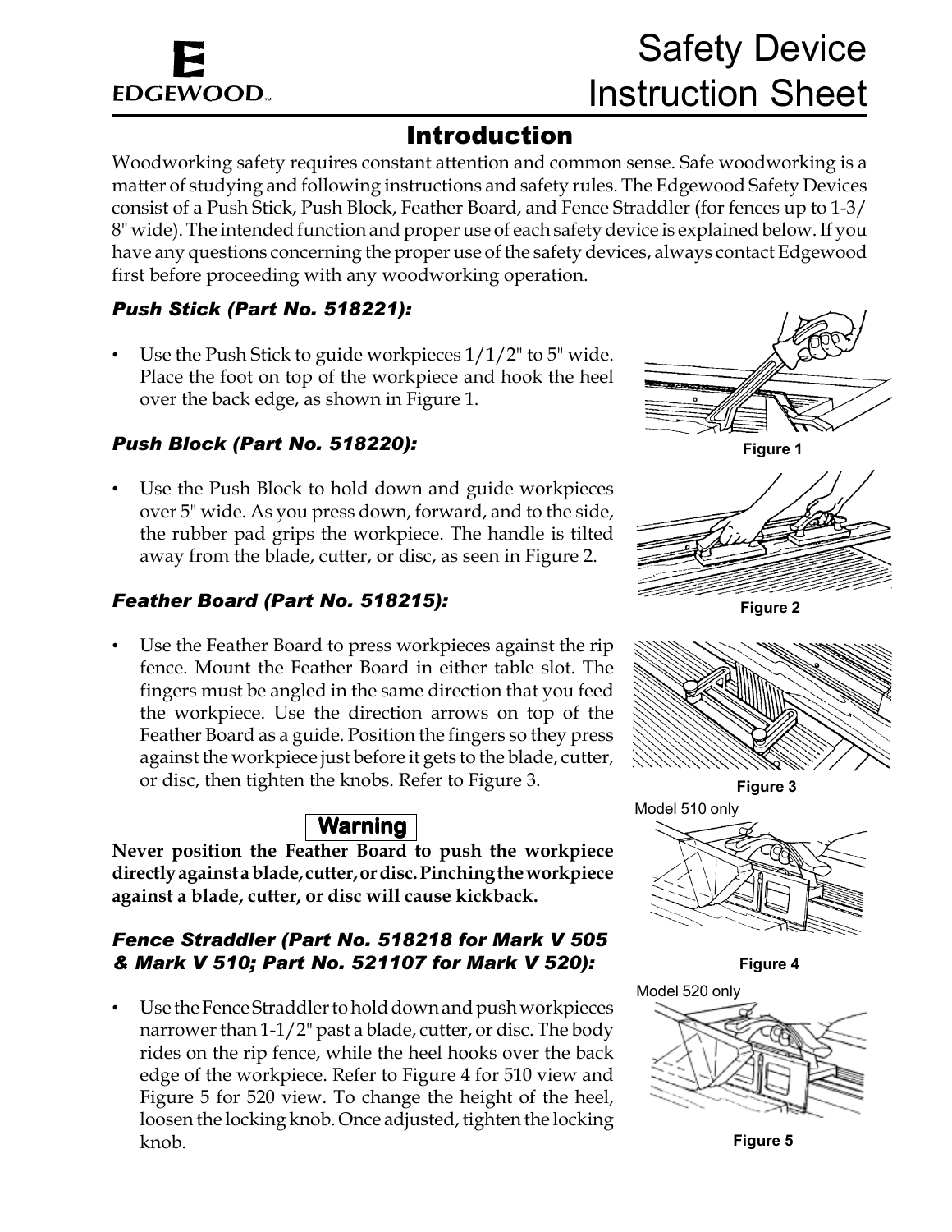EDGEWOOD™

# Safety Device Instruction Sheet

## Introduction

Woodworking safety requires constant attention and common sense. Safe woodworking is a matter of studying and following instructions and safety rules. The Edgewood Safety Devices consist of a Push Stick, Push Block, Feather Board, and Fence Straddler (for fences up to 1-3/8" wide). The intended function and proper use of each safety device is explained below. If you have any questions concerning the proper use of the safety devices, always contact Edgewood first before proceeding with any woodworking operation.

### *Push Stick (Part No. 518221):*

- Use the Push Stick to guide workpieces 1/1/2" to 5" wide. Place the foot on top of the workpiece and hook the heel over the back edge, as shown in Figure 1.

Figure 1

### *Push Block (Part No. 518220):*

- Use the Push Block to hold down and guide workpieces over 5" wide. As you press down, forward, and to the side, the rubber pad grips the workpiece. The handle is tilted away from the blade, cutter, or disc, as seen in Figure 2.

Figure 2

### *Feather Board (Part No. 518215):*

- Use the Feather Board to press workpieces against the rip fence. Mount the Feather Board in either table slot. The fingers must be angled in the same direction that you feed the workpiece. Use the direction arrows on top of the Feather Board as a guide. Position the fingers so they press against the workpiece just before it gets to the blade, cutter, or disc, then tighten the knobs. Refer to Figure 3.

Figure 3

**Warning**

**Never position the Feather Board to push the workpiece directly against a blade, cutter, or disc. Pinching the workpiece against a blade, cutter, or disc will cause kickback.**

### *Fence Straddler (Part No. 518218 for Mark V 505 & Mark V 510; Part No. 521107 for Mark V 520):*

- Use the Fence Straddler to hold down and push workpieces narrower than 1-1/2" past a blade, cutter, or disc. The body rides on the rip fence, while the heel hooks over the back edge of the workpiece. Refer to Figure 4 for 510 view and Figure 5 for 520 view. To change the height of the heel, loosen the locking knob. Once adjusted, tighten the locking knob.

Model 510 only

Figure 4

Model 520 only

Figure 5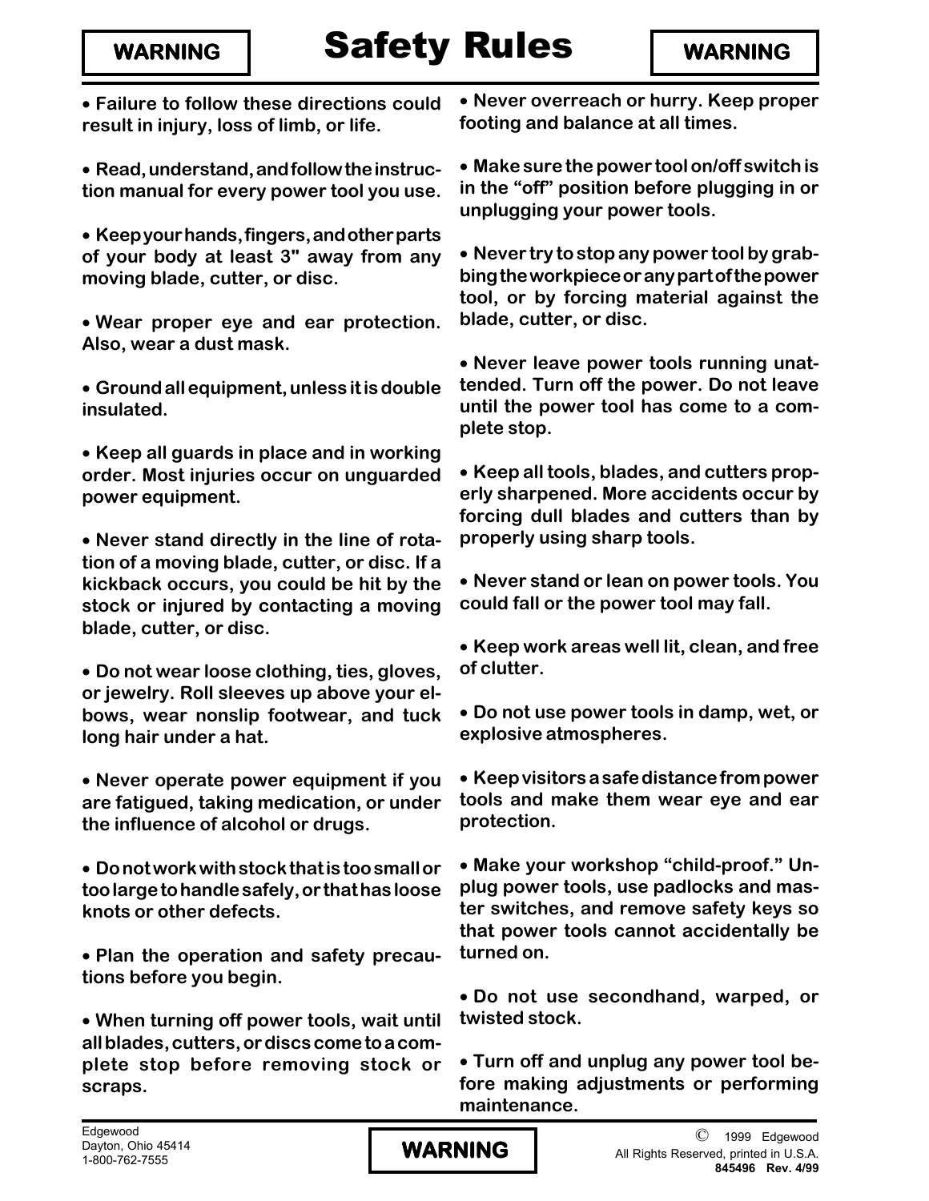**WARNING** **WARNING**

# Safety Rules

- **Failure to follow these directions could result in injury, loss of limb, or life.**
- **Read, understand, and follow the instruction manual for every power tool you use.**
- **Keep your hands, fingers, and other parts of your body at least 3" away from any moving blade, cutter, or disc.**
- **Wear proper eye and ear protection. Also, wear a dust mask.**
- **Ground all equipment, unless it is double insulated.**
- **Keep all guards in place and in working order. Most injuries occur on unguarded power equipment.**
- **Never stand directly in the line of rotation of a moving blade, cutter, or disc. If a kickback occurs, you could be hit by the stock or injured by contacting a moving blade, cutter, or disc.**
- **Do not wear loose clothing, ties, gloves, or jewelry. Roll sleeves up above your elbows, wear nonslip footwear, and tuck long hair under a hat.**
- **Never operate power equipment if you are fatigued, taking medication, or under the influence of alcohol or drugs.**
- **Do not work with stock that is too small or too large to handle safely, or that has loose knots or other defects.**
- **Plan the operation and safety precautions before you begin.**
- **When turning off power tools, wait until all blades, cutters, or discs come to a complete stop before removing stock or scraps.**
- **Never overreach or hurry. Keep proper footing and balance at all times.**
- **Make sure the power tool on/off switch is in the "off" position before plugging in or unplugging your power tools.**
- **Never try to stop any power tool by grabbing the workpiece or any part of the power tool, or by forcing material against the blade, cutter, or disc.**
- **Never leave power tools running unattended. Turn off the power. Do not leave until the power tool has come to a complete stop.**
- **Keep all tools, blades, and cutters properly sharpened. More accidents occur by forcing dull blades and cutters than by properly using sharp tools.**
- **Never stand or lean on power tools. You could fall or the power tool may fall.**
- **Keep work areas well lit, clean, and free of clutter.**
- **Do not use power tools in damp, wet, or explosive atmospheres.**
- **Keep visitors a safe distance from power tools and make them wear eye and ear protection.**
- **Make your workshop "child-proof." Unplug power tools, use padlocks and master switches, and remove safety keys so that power tools cannot accidentally be turned on.**
- **Do not use secondhand, warped, or twisted stock.**
- **Turn off and unplug any power tool before making adjustments or performing maintenance.**

Edgewood
Dayton, Ohio 45414
1-800-762-7555

**WARNING**

© 1999 Edgewood
All Rights Reserved, printed in U.S.A.
**845496 Rev. 4/99**